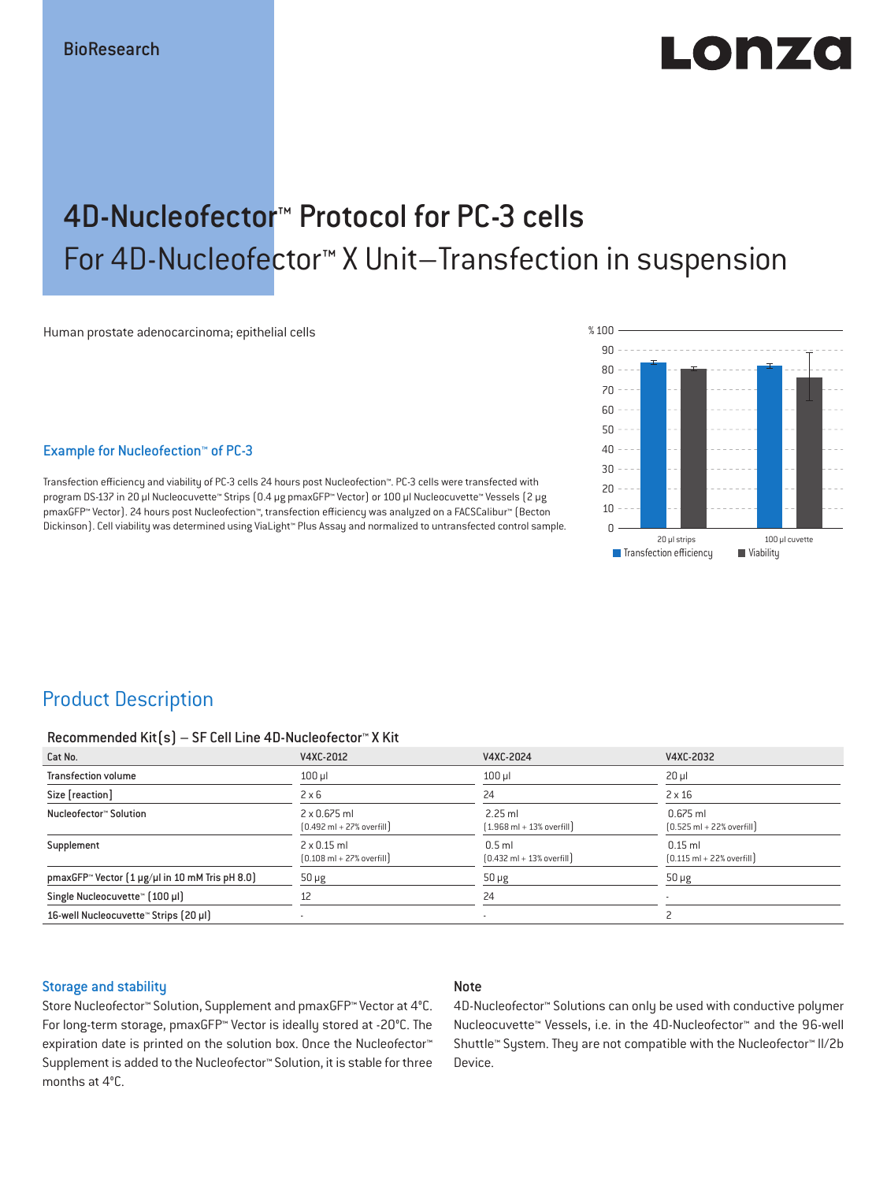BioResearch

# 4D-Nucleofector™ Protocol for PC-3 cells

## For 4D-Nucleofector™ X Unit–Transfection in suspension

Human prostate adenocarcinoma; epithelial cells

### Example for Nucleofection™ of PC-3

Transfection efficiency and viability of PC-3 cells 24 hours post Nucleofection™. PC-3 cells were transfected with program DS-137 in 20 µl Nucleocuvette™ Strips (0.4 µg pmaxGFP™ Vector) or 100 µl Nucleocuvette™ Vessels (2 µg pmaxGFP™ Vector). 24 hours post Nucleofection™, transfection efficiency was analyzed on a FACSCalibur™ (Becton Dickinson). Cell viability was determined using ViaLight™ Plus Assay and normalized to untransfected control sample.

## Product Description

### Recommended Kit(s) – SF Cell Line 4D-Nucleofector™ X Kit

| Cat No. | V4XC-2012 | V4XC-2024 | V4XC-2032 |
|---|---|---|---|
| Transfection volume | 100 µl | 100 µl | 20 µl |
| Size [reaction] | 2 x 6 | 24 | 2 x 16 |
| Nucleofector™ Solution | 2 x 0.675 ml (0.492 ml + 27% overfill) | 2.25 ml (1.968 ml + 13% overfill) | 0.675 ml (0.525 ml + 22% overfill) |
| Supplement | 2 x 0.15 ml (0.108 ml + 27% overfill) | 0.5 ml (0.432 ml + 13% overfill) | 0.15 ml (0.115 ml + 22% overfill) |
| pmaxGFP™ Vector (1 µg/µl in 10 mM Tris pH 8.0) | 50 µg | 50 µg | 50 µg |
| Single Nucleocuvette™ (100 µl) | 12 | 24 | - |
| 16-well Nucleocuvette™ Strips (20 µl) | - | - | 2 |

### Storage and stability

Store Nucleofector™ Solution, Supplement and pmaxGFP™ Vector at 4°C. For long-term storage, pmaxGFP™ Vector is ideally stored at -20°C. The expiration date is printed on the solution box. Once the Nucleofector™ Supplement is added to the Nucleofector™ Solution, it is stable for three months at 4°C.

### Note

4D-Nucleofector™ Solutions can only be used with conductive polymer Nucleocuvette™ Vessels, i.e. in the 4D-Nucleofector™ and the 96-well Shuttle™ System. They are not compatible with the Nucleofector™ II/2b Device.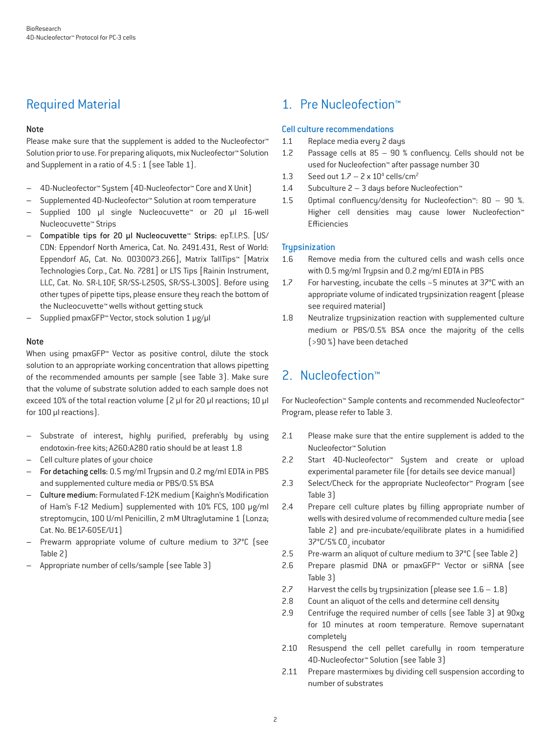## Required Material

### Note

Please make sure that the supplement is added to the Nucleofector™ Solution prior to use. For preparing aliquots, mix Nucleofector™ Solution and Supplement in a ratio of 4.5 : 1 (see Table 1).

- 4D-Nucleofector™ System (4D-Nucleofector™ Core and X Unit)
- Supplemented 4D-Nucleofector™ Solution at room temperature
- Supplied 100 µl single Nucleocuvette™ or 20 µl 16-well Nucleocuvette™ Strips
- **Compatible tips for 20 µl Nucleocuvette™ Strips**: epT.I.P.S. [US/CDN: Eppendorf North America, Cat. No. 2491.431, Rest of World: Eppendorf AG, Cat. No. 0030073.266], Matrix TallTips™ [Matrix Technologies Corp., Cat. No. 7281] or LTS Tips [Rainin Instrument, LLC, Cat. No. SR-L10F, SR/SS-L250S, SR/SS-L300S]. Before using other types of pipette tips, please ensure they reach the bottom of the Nucleocuvette™ wells without getting stuck
- Supplied pmaxGFP™ Vector, stock solution 1 µg/µl

### Note

When using pmaxGFP™ Vector as positive control, dilute the stock solution to an appropriate working concentration that allows pipetting of the recommended amounts per sample (see Table 3). Make sure that the volume of substrate solution added to each sample does not exceed 10% of the total reaction volume (2 µl for 20 µl reactions; 10 µl for 100 µl reactions).

- Substrate of interest, highly purified, preferably by using endotoxin-free kits; A260:A280 ratio should be at least 1.8
- Cell culture plates of your choice
- **For detaching cells:** 0.5 mg/ml Trypsin and 0.2 mg/ml EDTA in PBS and supplemented culture media or PBS/0.5% BSA
- **Culture medium:** Formulated F-12K medium (Kaighn's Modification of Ham's F-12 Medium) supplemented with 10% FCS, 100 µg/ml streptomycin, 100 U/ml Penicillin, 2 mM Ultraglutamine 1 (Lonza; Cat. No. BE17-605E/U1)
- Prewarm appropriate volume of culture medium to 37°C (see Table 2)
- Appropriate number of cells/sample (see Table 3)

## 1. Pre Nucleofection™

### Cell culture recommendations

1.1 Replace media every 2 days

1.2 Passage cells at 85 – 90 % confluency. Cells should not be used for Nucleofection™ after passage number 30

1.3 Seed out 1.7 – 2 x $10^4$ cells/$cm^2$

1.4 Subculture 2 – 3 days before Nucleofection™

1.5 Optimal confluency/density for Nucleofection™: 80 – 90 %. Higher cell densities may cause lower Nucleofection™ Efficiencies

### Trypsinization

1.6 Remove media from the cultured cells and wash cells once with 0.5 mg/ml Trypsin and 0.2 mg/ml EDTA in PBS

1.7 For harvesting, incubate the cells ~5 minutes at 37°C with an appropriate volume of indicated trypsinization reagent (please see required material)

1.8 Neutralize trypsinization reaction with supplemented culture medium or PBS/0.5% BSA once the majority of the cells (>90 %) have been detached

## 2. Nucleofection™

For Nucleofection™ Sample contents and recommended Nucleofector™ Program, please refer to Table 3.

2.1 Please make sure that the entire supplement is added to the Nucleofector™ Solution

2.2 Start 4D-Nucleofector™ System and create or upload experimental parameter file (for details see device manual)

2.3 Select/Check for the appropriate Nucleofector™ Program (see Table 3)

2.4 Prepare cell culture plates by filling appropriate number of wells with desired volume of recommended culture media (see Table 2) and pre-incubate/equilibrate plates in a humidified 37°C/5% $CO_2$ incubator

2.5 Pre-warm an aliquot of culture medium to 37°C (see Table 2)

2.6 Prepare plasmid DNA or pmaxGFP™ Vector or siRNA (see Table 3)

2.7 Harvest the cells by trypsinization (please see 1.6 – 1.8)

2.8 Count an aliquot of the cells and determine cell density

2.9 Centrifuge the required number of cells (see Table 3) at 90xg for 10 minutes at room temperature. Remove supernatant completely

2.10 Resuspend the cell pellet carefully in room temperature 4D-Nucleofector™ Solution (see Table 3)

2.11 Prepare mastermixes by dividing cell suspension according to number of substrates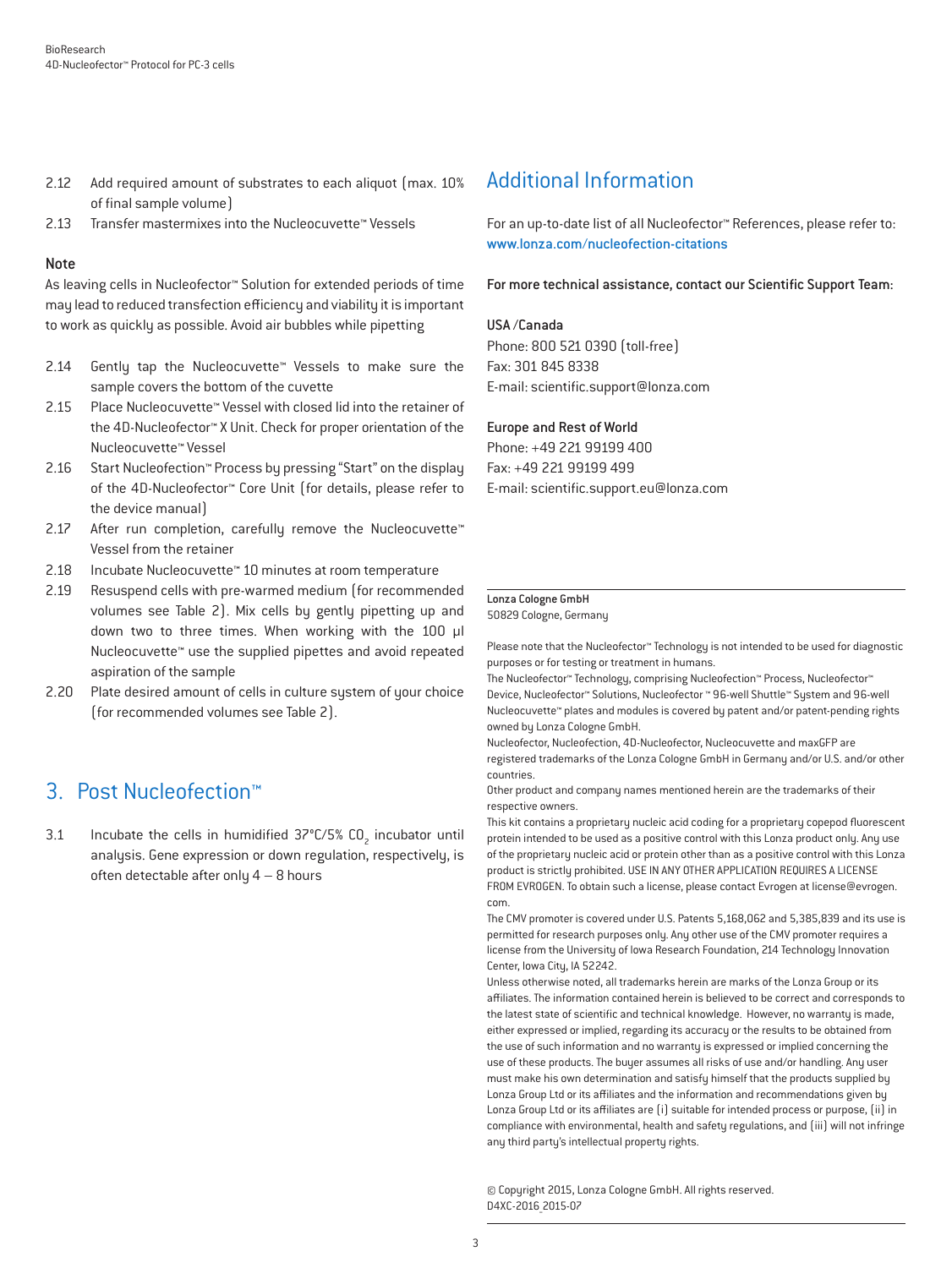2.12 Add required amount of substrates to each aliquot (max. 10% of final sample volume)

2.13 Transfer mastermixes into the Nucleocuvette™ Vessels

**Note**

As leaving cells in Nucleofector™ Solution for extended periods of time may lead to reduced transfection efficiency and viability it is important to work as quickly as possible. Avoid air bubbles while pipetting

2.14 Gently tap the Nucleocuvette™ Vessels to make sure the sample covers the bottom of the cuvette

2.15 Place Nucleocuvette™ Vessel with closed lid into the retainer of the 4D-Nucleofector™ X Unit. Check for proper orientation of the Nucleocuvette™ Vessel

2.16 Start Nucleofection™ Process by pressing "Start" on the display of the 4D-Nucleofector™ Core Unit (for details, please refer to the device manual)

2.17 After run completion, carefully remove the Nucleocuvette™ Vessel from the retainer

2.18 Incubate Nucleocuvette™ 10 minutes at room temperature

2.19 Resuspend cells with pre-warmed medium (for recommended volumes see Table 2). Mix cells by gently pipetting up and down two to three times. When working with the 100 µl Nucleocuvette™ use the supplied pipettes and avoid repeated aspiration of the sample

2.20 Plate desired amount of cells in culture system of your choice (for recommended volumes see Table 2).

## 3. Post Nucleofection™

3.1 Incubate the cells in humidified 37°C/5% $CO_2$ incubator until analysis. Gene expression or down regulation, respectively, is often detectable after only 4 – 8 hours

## Additional Information

For an up-to-date list of all Nucleofector™ References, please refer to: www.lonza.com/nucleofection-citations

For more technical assistance, contact our Scientific Support Team:

**USA /Canada**
Phone: 800 521 0390 (toll-free)
Fax: 301 845 8338
E-mail: scientific.support@lonza.com

**Europe and Rest of World**
Phone: +49 221 99199 400
Fax: +49 221 99199 499
E-mail: scientific.support.eu@lonza.com

**Lonza Cologne GmbH**
50829 Cologne, Germany

Please note that the Nucleofector™ Technology is not intended to be used for diagnostic purposes or for testing or treatment in humans.
The Nucleofector™ Technology, comprising Nucleofection™ Process, Nucleofector™ Device, Nucleofector™ Solutions, Nucleofector ™ 96-well Shuttle™ System and 96-well Nucleocuvette™ plates and modules is covered by patent and/or patent-pending rights owned by Lonza Cologne GmbH.
Nucleofector, Nucleofection, 4D-Nucleofector, Nucleocuvette and maxGFP are registered trademarks of the Lonza Cologne GmbH in Germany and/or U.S. and/or other countries.
Other product and company names mentioned herein are the trademarks of their respective owners.
This kit contains a proprietary nucleic acid coding for a proprietary copepod fluorescent protein intended to be used as a positive control with this Lonza product only. Any use of the proprietary nucleic acid or protein other than as a positive control with this Lonza product is strictly prohibited. USE IN ANY OTHER APPLICATION REQUIRES A LICENSE FROM EVROGEN. To obtain such a license, please contact Evrogen at license@evrogen.com.
The CMV promoter is covered under U.S. Patents 5,168,062 and 5,385,839 and its use is permitted for research purposes only. Any other use of the CMV promoter requires a license from the University of Iowa Research Foundation, 214 Technology Innovation Center, Iowa City, IA 52242.
Unless otherwise noted, all trademarks herein are marks of the Lonza Group or its affiliates. The information contained herein is believed to be correct and corresponds to the latest state of scientific and technical knowledge. However, no warranty is made, either expressed or implied, regarding its accuracy or the results to be obtained from the use of such information and no warranty is expressed or implied concerning the use of these products. The buyer assumes all risks of use and/or handling. Any user must make his own determination and satisfy himself that the products supplied by Lonza Group Ltd or its affiliates and the information and recommendations given by Lonza Group Ltd or its affiliates are (i) suitable for intended process or purpose, (ii) in compliance with environmental, health and safety regulations, and (iii) will not infringe any third party's intellectual property rights.

© Copyright 2015, Lonza Cologne GmbH. All rights reserved.
D4XC-2016_2015-07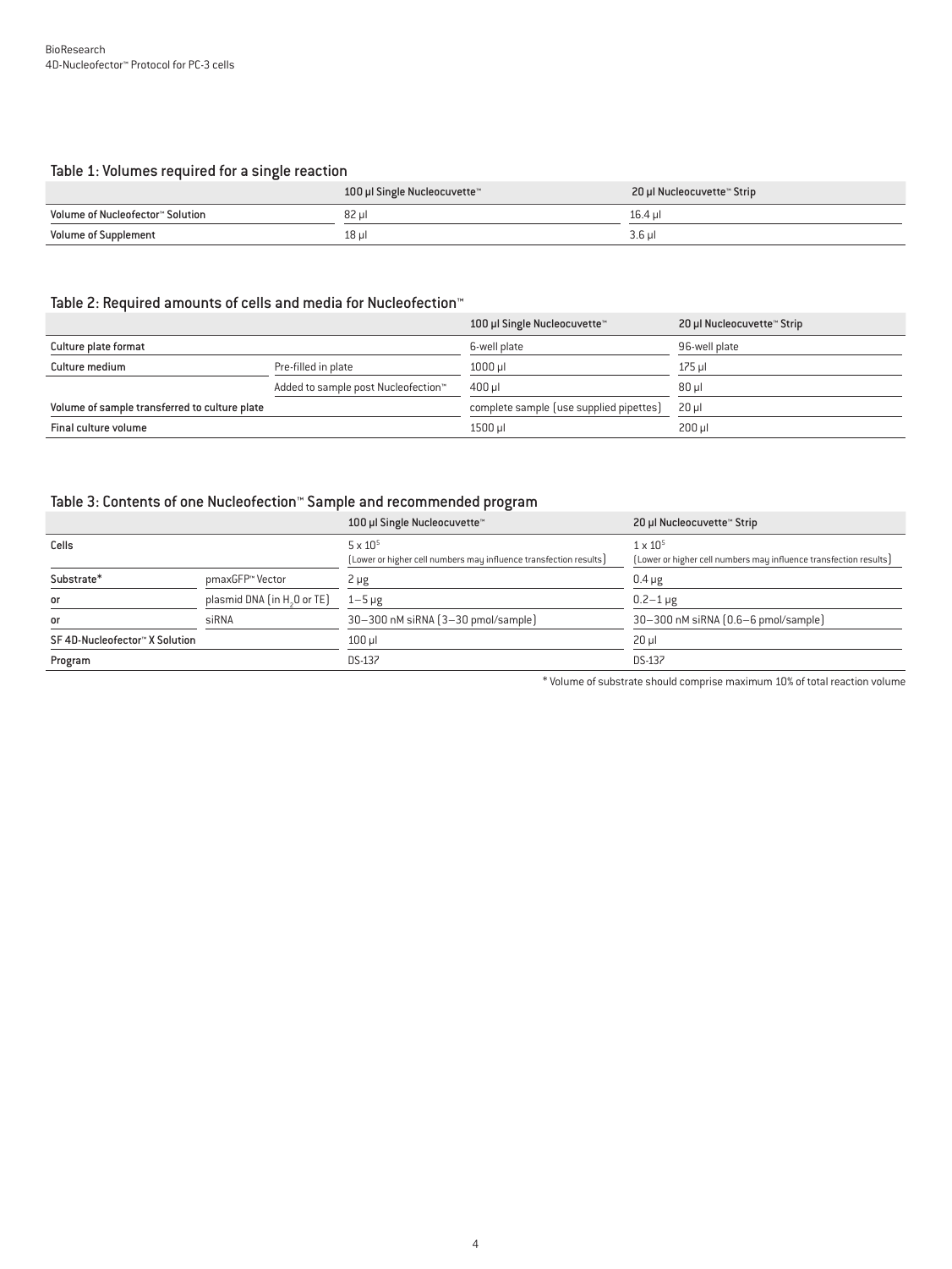## Table 1: Volumes required for a single reaction

| | 100 µl Single Nucleocuvette™ | 20 µl Nucleocuvette™ Strip |
|---|---|---|
| Volume of Nucleofector™ Solution | 82 µl | 16.4 µl |
| Volume of Supplement | 18 µl | 3.6 µl |

## Table 2: Required amounts of cells and media for Nucleofection™

| | | 100 µl Single Nucleocuvette™ | 20 µl Nucleocuvette™ Strip |
|---|---|---|---|
| Culture plate format | | 6-well plate | 96-well plate |
| Culture medium | Pre-filled in plate | 1000 µl | 175 µl |
| | Added to sample post Nucleofection™ | 400 µl | 80 µl |
| Volume of sample transferred to culture plate | | complete sample (use supplied pipettes) | 20 µl |
| Final culture volume | | 1500 µl | 200 µl |

## Table 3: Contents of one Nucleofection™ Sample and recommended program

| | | 100 µl Single Nucleocuvette™ | 20 µl Nucleocuvette™ Strip |
|---|---|---|---|
| Cells | | $5 \times 10^5$ (Lower or higher cell numbers may influence transfection results) | $1 \times 10^5$ (Lower or higher cell numbers may influence transfection results) |
| Substrate* | pmaxGFP™ Vector | 2 µg | 0.4 µg |
| or | plasmid DNA (in $H_2O$ or TE) | 1–5 µg | 0.2–1 µg |
| or | siRNA | 30–300 nM siRNA (3–30 pmol/sample) | 30–300 nM siRNA (0.6–6 pmol/sample) |
| SF 4D-Nucleofector™ X Solution | | 100 µl | 20 µl |
| Program | | DS-137 | DS-137 |

* Volume of substrate should comprise maximum 10% of total reaction volume